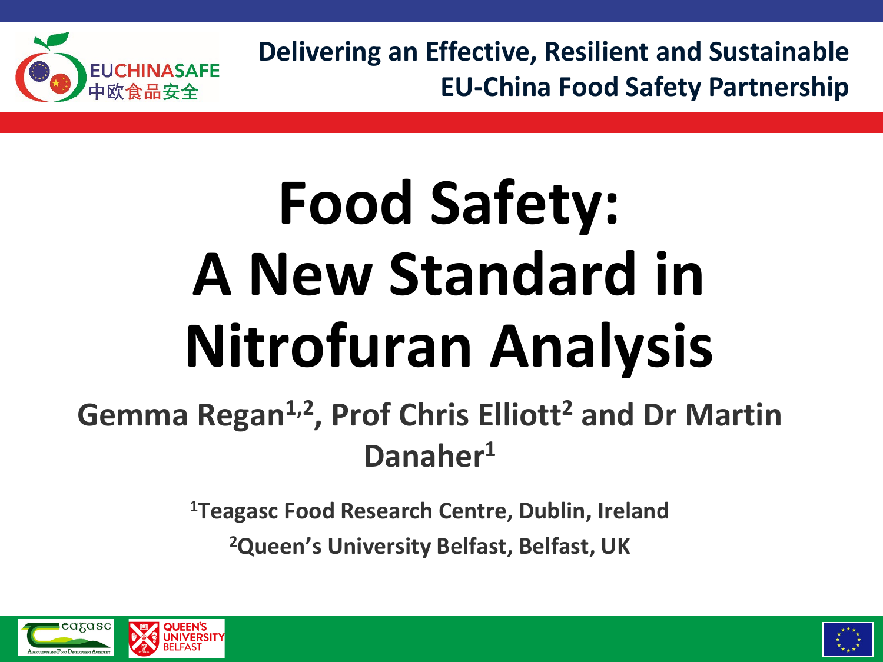Delivering an Effective, Resilient and Sustainable EU-China Food Safety Partnership

# Food Safety: A New Standard in Nitrofuran Analysis

**Gemma Regan[1,2], Prof Chris Elliott[2] and Dr Martin Danaher[1]**

[1]Teagasc Food Research Centre, Dublin, Ireland

[2]Queen's University Belfast, Belfast, UK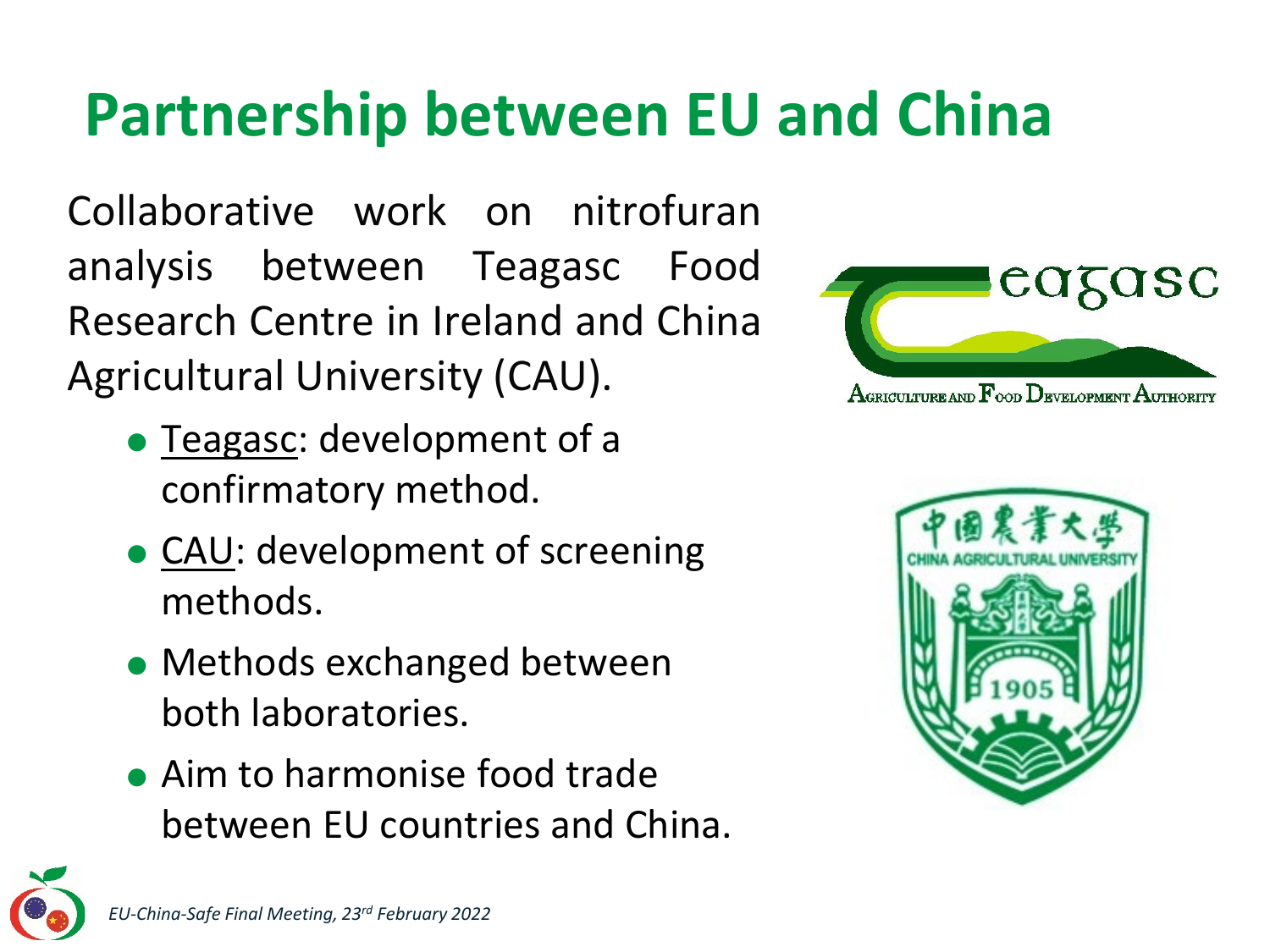# Partnership between EU and China

Collaborative work on nitrofuran analysis between Teagasc Food Research Centre in Ireland and China Agricultural University (CAU).

- Teagasc: development of a confirmatory method.
- CAU: development of screening methods.
- Methods exchanged between both laboratories.
- Aim to harmonise food trade between EU countries and China.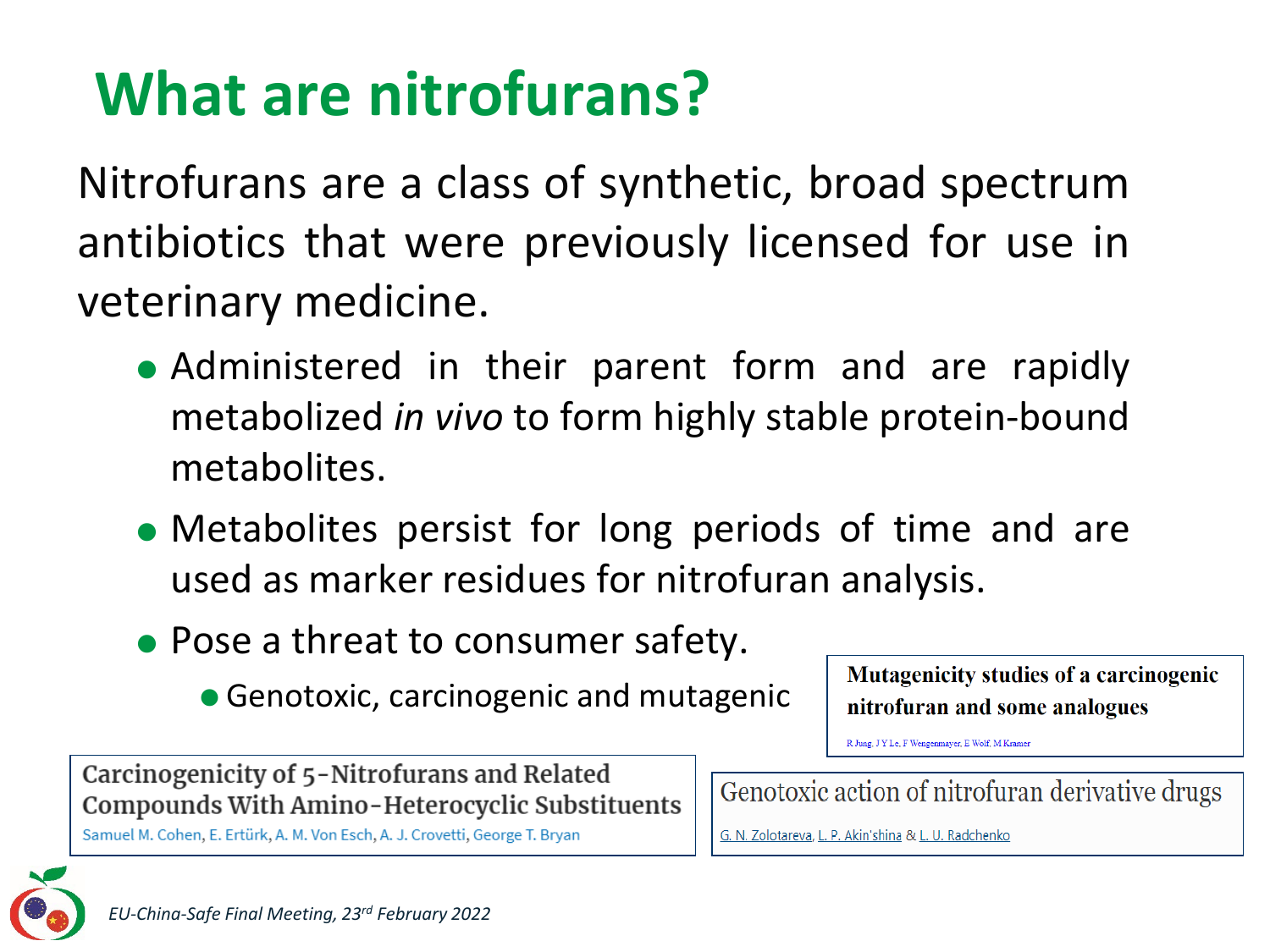# What are nitrofurans?

Nitrofurans are a class of synthetic, broad spectrum antibiotics that were previously licensed for use in veterinary medicine.

- Administered in their parent form and are rapidly metabolized *in vivo* to form highly stable protein-bound metabolites.
- Metabolites persist for long periods of time and are used as marker residues for nitrofuran analysis.
- Pose a threat to consumer safety.
  - Genotoxic, carcinogenic and mutagenic

**Mutagenicity studies of a carcinogenic nitrofuran and some analogues**

R Jung, J Y Le, F Wengenmayer, E Wolf, M Kramer

**Carcinogenicity of 5-Nitrofurans and Related Compounds With Amino-Heterocyclic Substituents**

Samuel M. Cohen, E. Ertürk, A. M. Von Esch, A. J. Crovetti, George T. Bryan

**Genotoxic action of nitrofuran derivative drugs**

G. N. Zolotareva, L. P. Akin'shina & L. U. Radchenko

*EU-China-Safe Final Meeting, 23rd February 2022*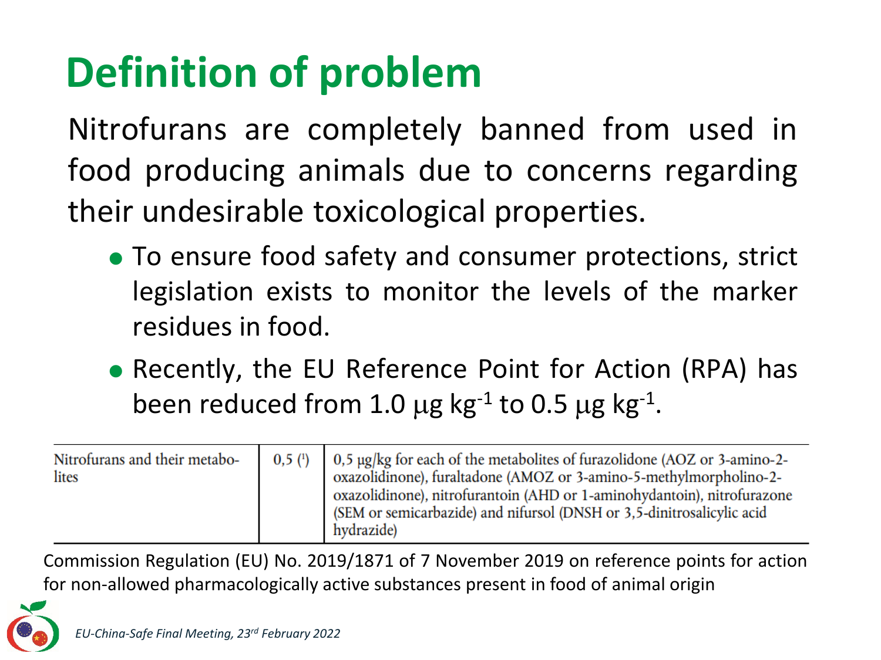# Definition of problem

Nitrofurans are completely banned from used in food producing animals due to concerns regarding their undesirable toxicological properties.

- To ensure food safety and consumer protections, strict legislation exists to monitor the levels of the marker residues in food.
- Recently, the EU Reference Point for Action (RPA) has been reduced from 1.0 μg $kg^{-1}$ to 0.5 μg $kg^{-1}$.

| | | |
|---|---|---|
| Nitrofurans and their metabolites | 0,5 ([1]) | 0,5 μg/kg for each of the metabolites of furazolidone (AOZ or 3-amino-2-oxazolidinone), furaltadone (AMOZ or 3-amino-5-methylmorpholino-2-oxazolidinone), nitrofurantoin (AHD or 1-aminohydantoin), nitrofurazone (SEM or semicarbazide) and nifursol (DNSH or 3,5-dinitrosalicylic acid hydrazide) |

Commission Regulation (EU) No. 2019/1871 of 7 November 2019 on reference points for action for non-allowed pharmacologically active substances present in food of animal origin

*EU-China-Safe Final Meeting, 23rd February 2022*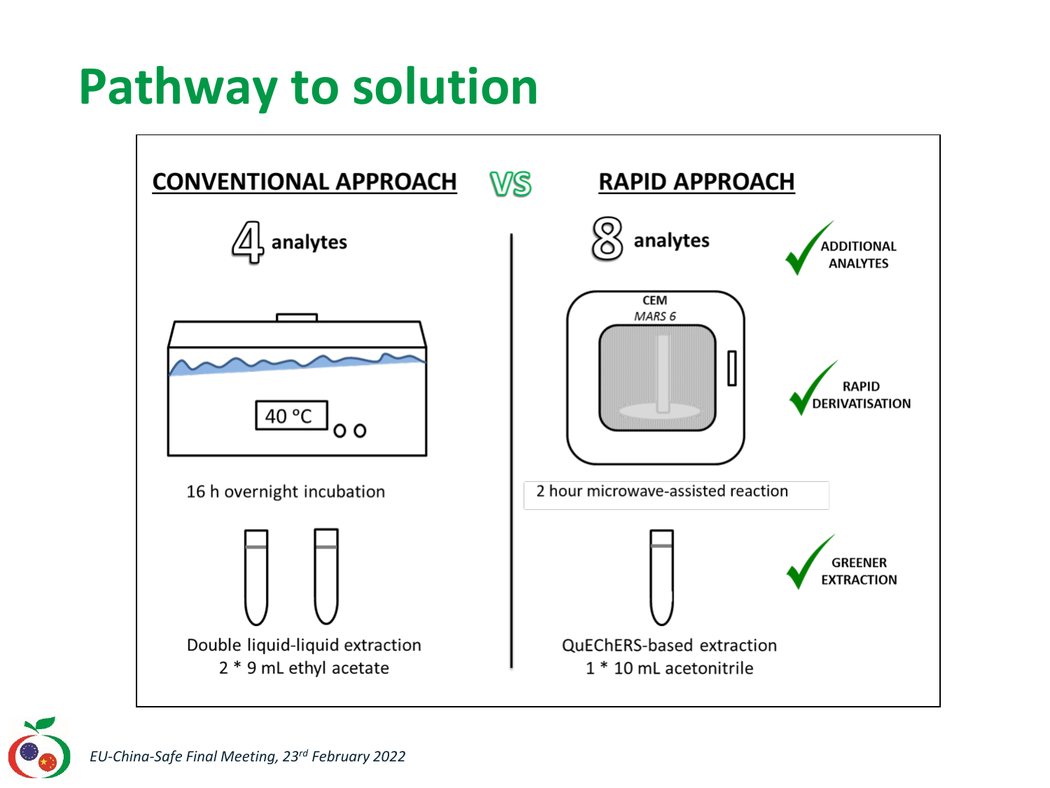# Pathway to solution

| CONVENTIONAL APPROACH | VS | RAPID APPROACH | |
|---|---|---|---|
| 4 analytes | | 8 analytes | ADDITIONAL ANALYTES |
| 40 °C | | CEM *MARS 6* | RAPID DERIVATISATION |
| 16 h overnight incubation | | 2 hour microwave-assisted reaction | |
| Double liquid-liquid extraction 2 * 9 mL ethyl acetate | | QuEChERS-based extraction 1 * 10 mL acetonitrile | GREENER EXTRACTION |

*EU-China-Safe Final Meeting, 23rd February 2022*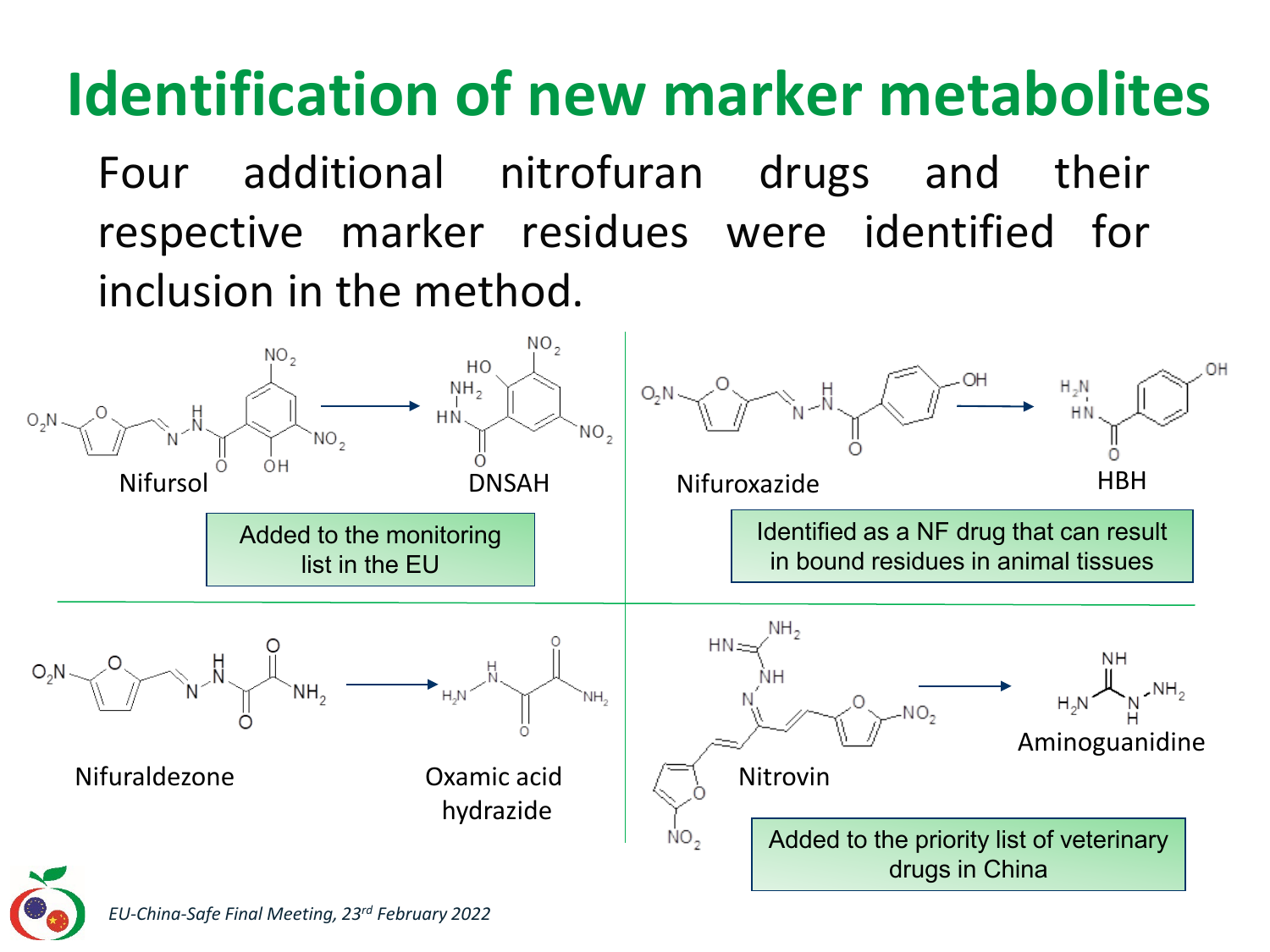# Identification of new marker metabolites

Four additional nitrofuran drugs and their respective marker residues were identified for inclusion in the method.

Nifursol → DNSAH

Added to the monitoring list in the EU

Nifuroxazide → HBH

Identified as a NF drug that can result in bound residues in animal tissues

Nifuraldezone → Oxamic acid hydrazide

Nitrovin → Aminoguanidine

Added to the priority list of veterinary drugs in China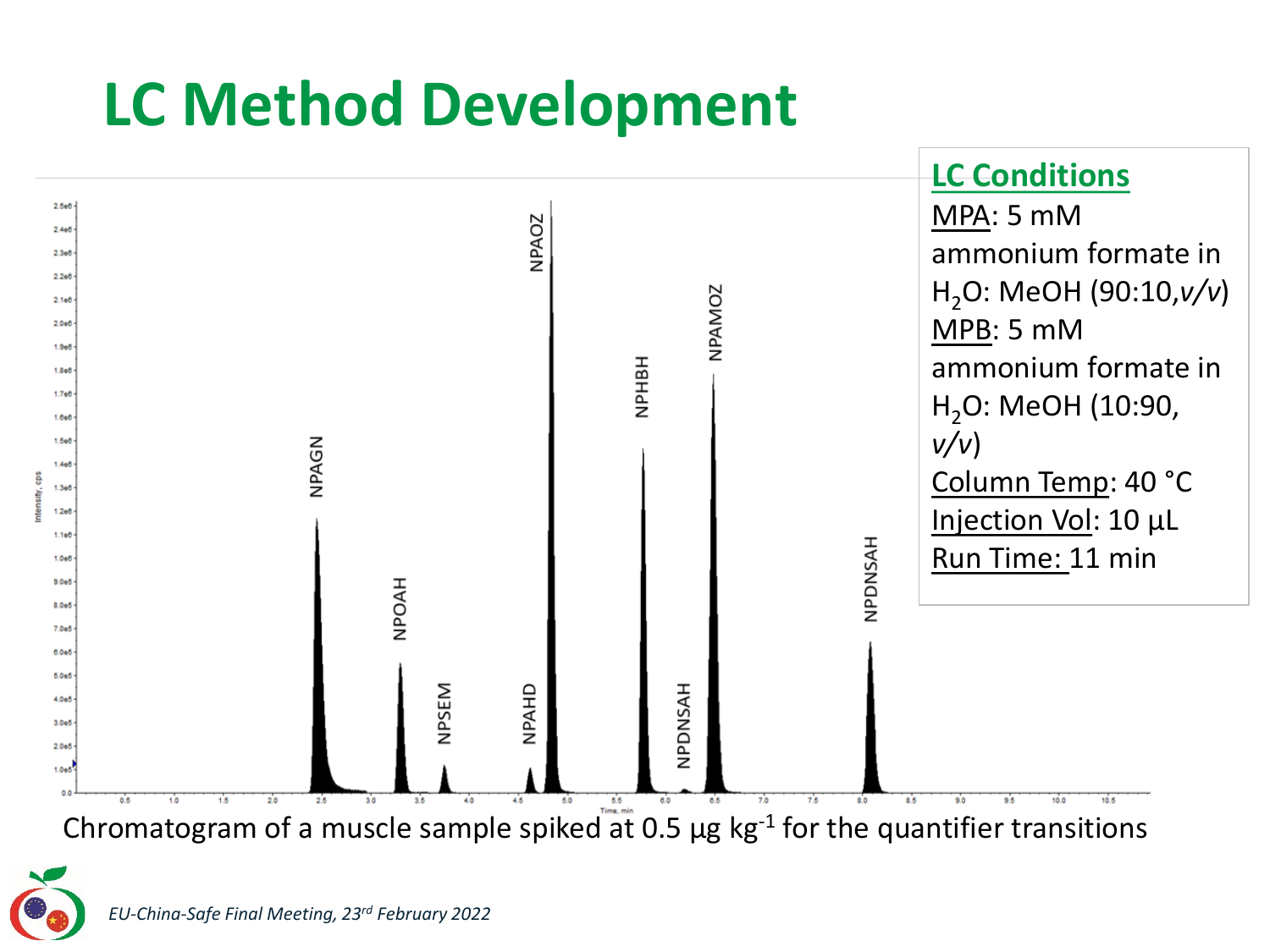# LC Method Development

## LC Conditions

MPA: 5 mM ammonium formate in $H_2O$: MeOH (90:10, *v/v*)

MPB: 5 mM ammonium formate in $H_2O$: MeOH (10:90, *v/v*)

Column Temp: 40 °C

Injection Vol: 10 µL

Run Time: 11 min

Chromatogram of a muscle sample spiked at 0.5 µg $kg^{-1}$ for the quantifier transitions

*EU-China-Safe Final Meeting, 23rd February 2022*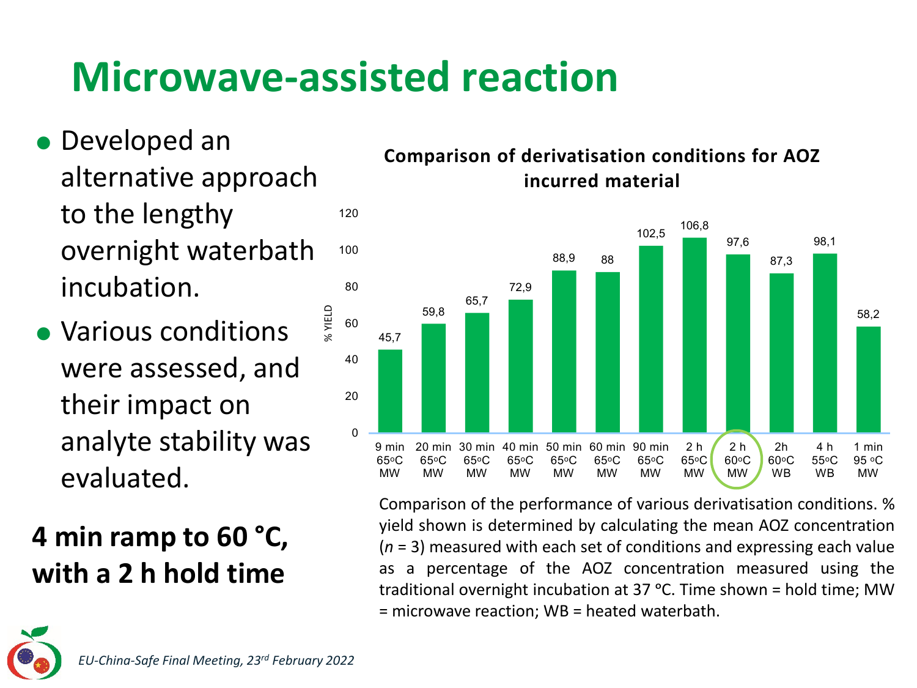# Microwave-assisted reaction

- Developed an alternative approach to the lengthy overnight waterbath incubation.
- Various conditions were assessed, and their impact on analyte stability was evaluated.

**4 min ramp to 60 °C, with a 2 h hold time**

**Comparison of derivatisation conditions for AOZ incurred material**

| Conditions | % YIELD |
|---|---|
| 9 min 65 °C MW | 45,7 |
| 20 min 65 °C MW | 59,8 |
| 30 min 65 °C MW | 65,7 |
| 40 min 65 °C MW | 72,9 |
| 50 min 65 °C MW | 88,9 |
| 60 min 65 °C MW | 88 |
| 90 min 65 °C MW | 102,5 |
| 2 h 65 °C MW | 106,8 |
| 2 h 60 °C MW | 97,6 |
| 2h 60 °C WB | 87,3 |
| 4 h 55 °C WB | 98,1 |
| 1 min 95 °C MW | 58,2 |

Comparison of the performance of various derivatisation conditions. % yield shown is determined by calculating the mean AOZ concentration ($n$ = 3) measured with each set of conditions and expressing each value as a percentage of the AOZ concentration measured using the traditional overnight incubation at 37 °C. Time shown = hold time; MW = microwave reaction; WB = heated waterbath.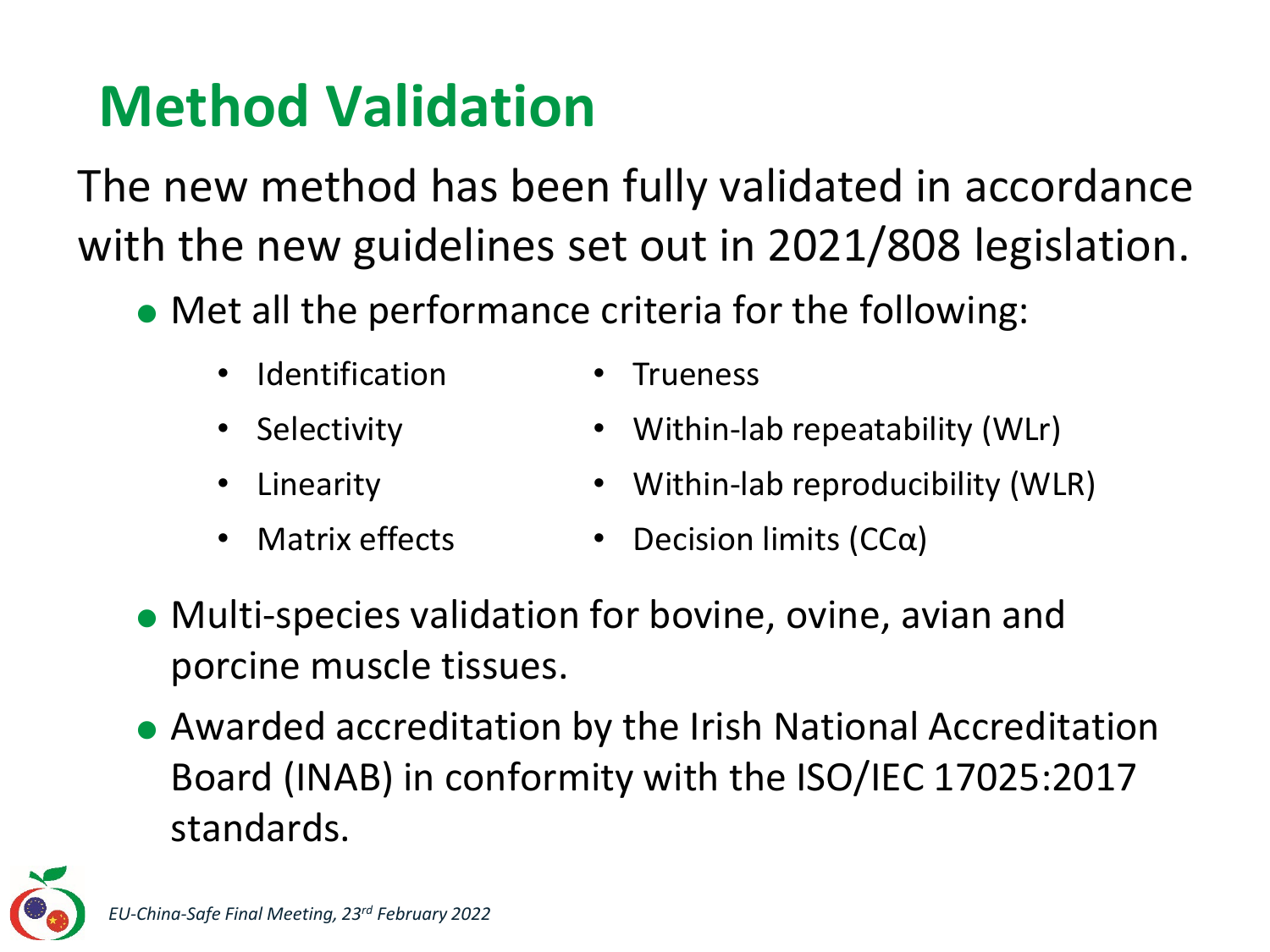# Method Validation

The new method has been fully validated in accordance with the new guidelines set out in 2021/808 legislation.

- Met all the performance criteria for the following:
  - Identification
  - Selectivity
  - Linearity
  - Matrix effects
  - Trueness
  - Within-lab repeatability (WLr)
  - Within-lab reproducibility (WLR)
  - Decision limits (CCα)
- Multi-species validation for bovine, ovine, avian and porcine muscle tissues.
- Awarded accreditation by the Irish National Accreditation Board (INAB) in conformity with the ISO/IEC 17025:2017 standards.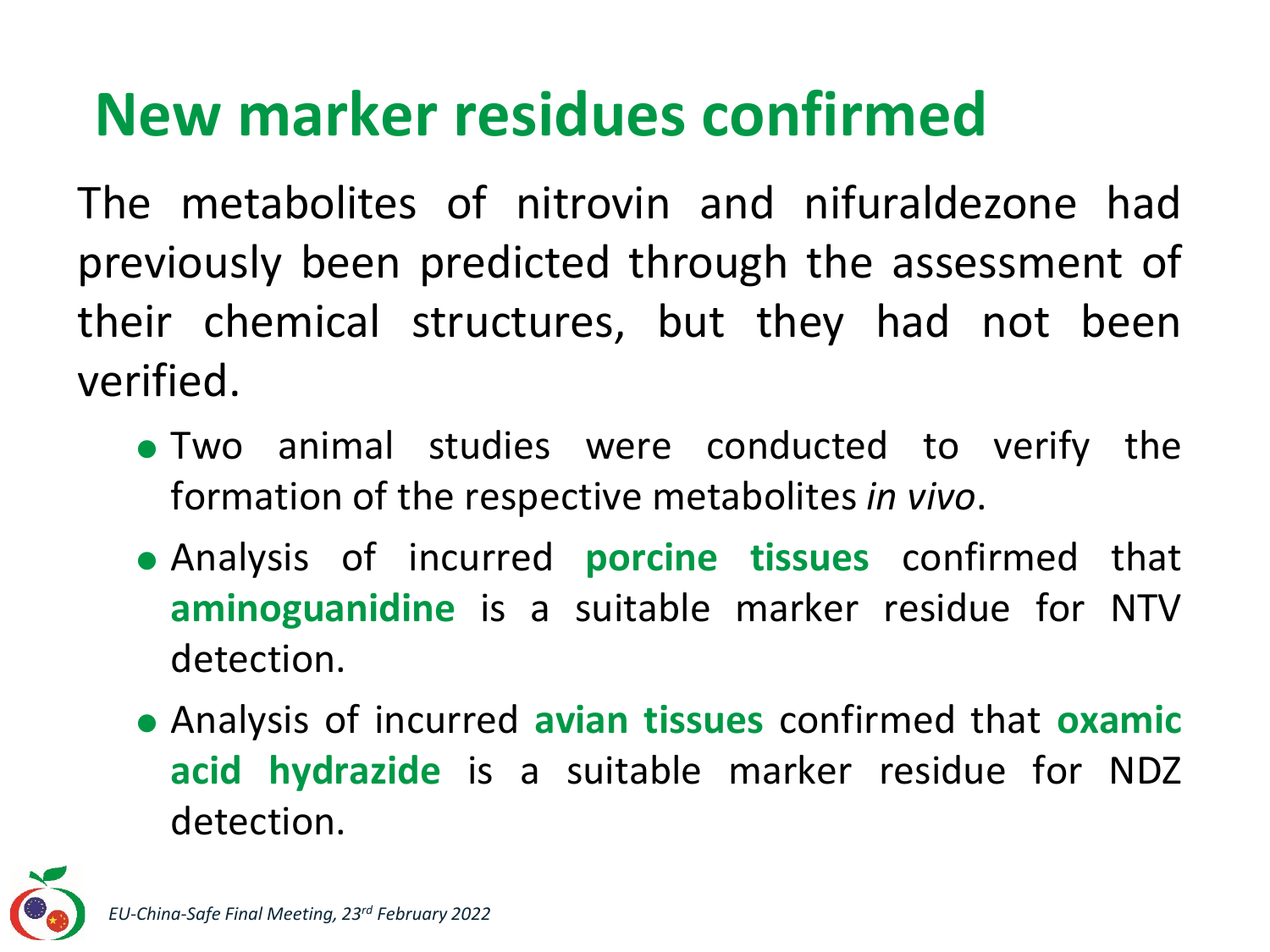# New marker residues confirmed

The metabolites of nitrovin and nifuraldezone had previously been predicted through the assessment of their chemical structures, but they had not been verified.

- Two animal studies were conducted to verify the formation of the respective metabolites *in vivo*.
- Analysis of incurred **porcine tissues** confirmed that **aminoguanidine** is a suitable marker residue for NTV detection.
- Analysis of incurred **avian tissues** confirmed that **oxamic acid hydrazide** is a suitable marker residue for NDZ detection.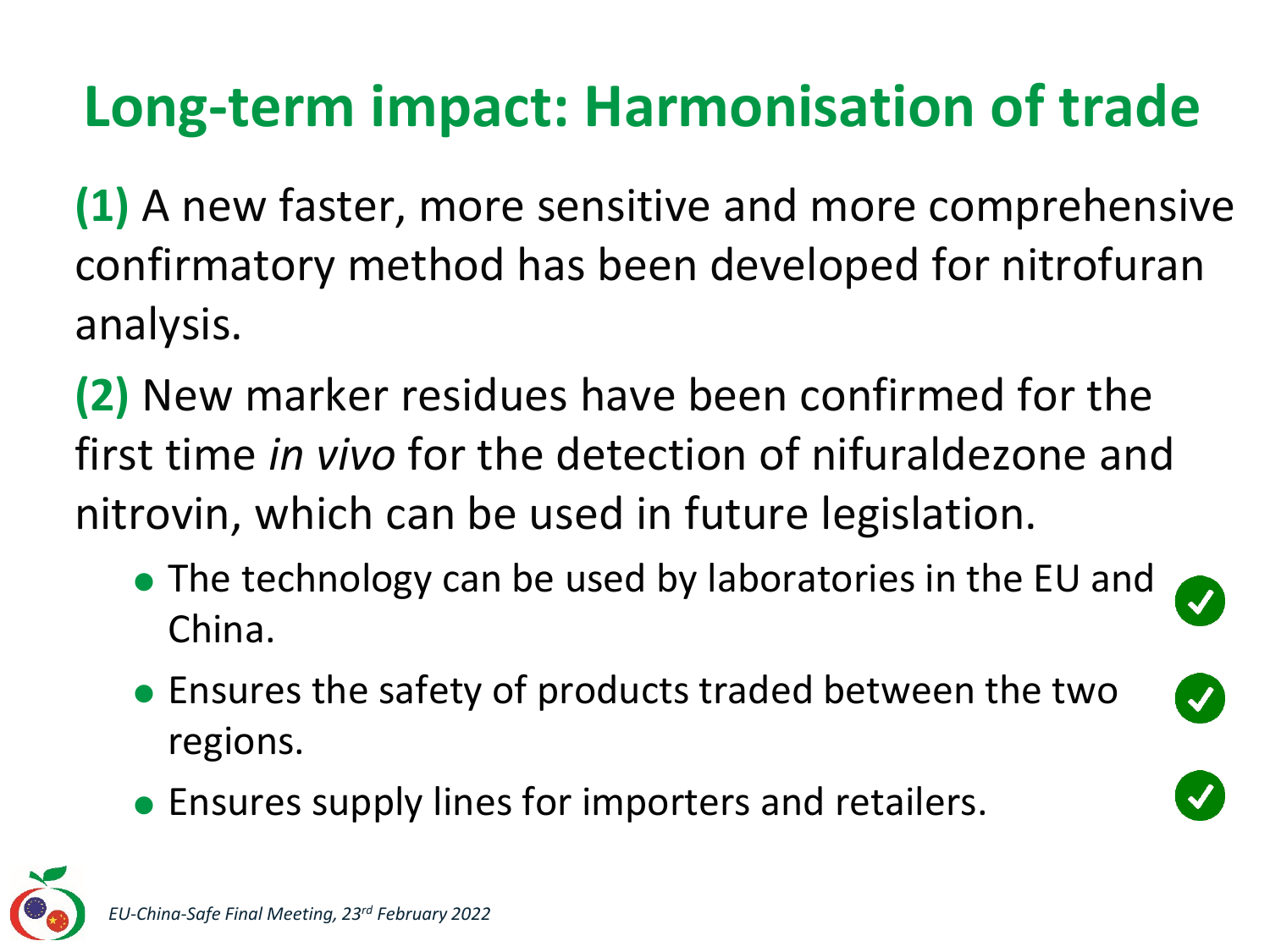# Long-term impact: Harmonisation of trade

**(1)** A new faster, more sensitive and more comprehensive confirmatory method has been developed for nitrofuran analysis.

**(2)** New marker residues have been confirmed for the first time *in vivo* for the detection of nifuraldezone and nitrovin, which can be used in future legislation.

- The technology can be used by laboratories in the EU and China. ✓
- Ensures the safety of products traded between the two regions. ✓
- Ensures supply lines for importers and retailers. ✓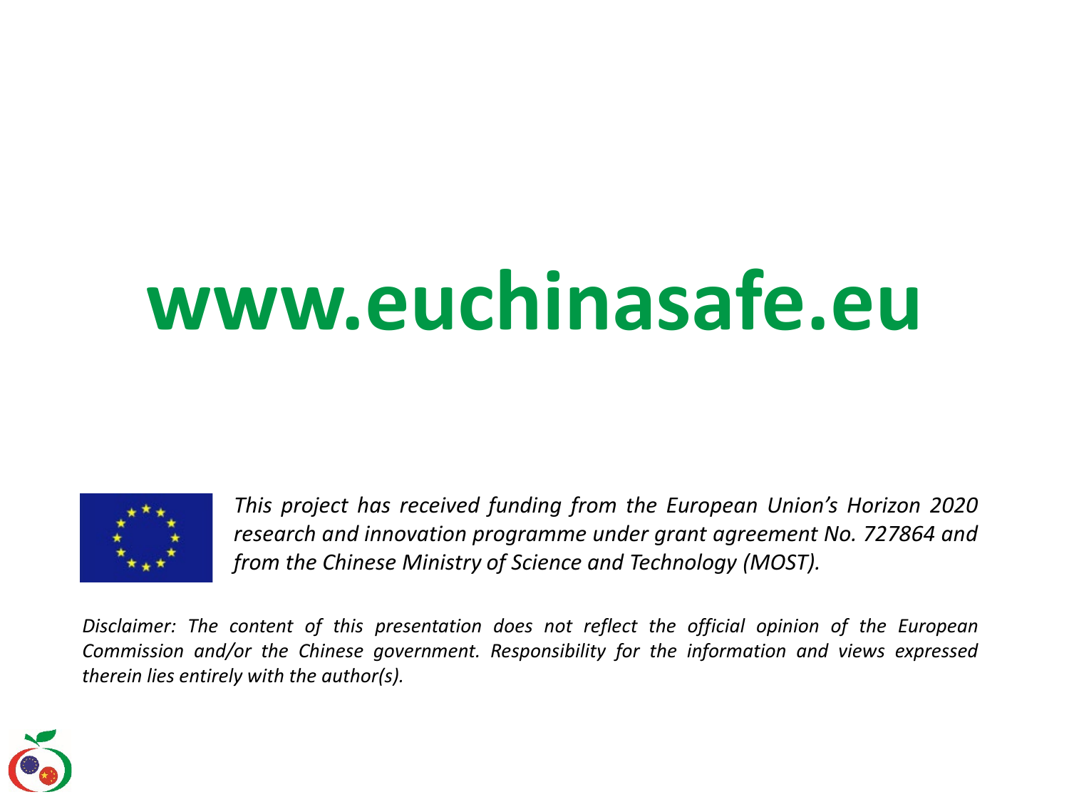# www.euchinasafe.eu

*This project has received funding from the European Union's Horizon 2020 research and innovation programme under grant agreement No. 727864 and from the Chinese Ministry of Science and Technology (MOST).*

*Disclaimer: The content of this presentation does not reflect the official opinion of the European Commission and/or the Chinese government. Responsibility for the information and views expressed therein lies entirely with the author(s).*